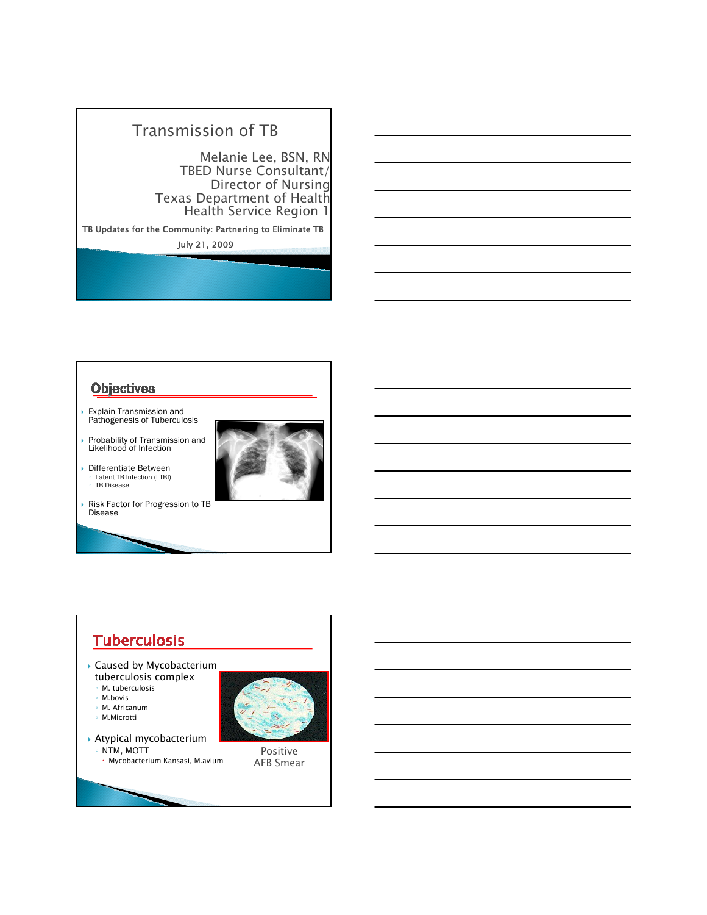# Transmission of TB

Melanie Lee, BSN, RN
TBED Nurse Consultant/
Director of Nursing
Texas Department of Health
Health Service Region 1

TB Updates for the Community: Partnering to Eliminate TB

July 21, 2009

## Objectives

- Explain Transmission and Pathogenesis of Tuberculosis
- Probability of Transmission and Likelihood of Infection
- Differentiate Between
  - Latent TB Infection (LTBI)
  - TB Disease
- Risk Factor for Progression to TB Disease

## Tuberculosis

- Caused by Mycobacterium tuberculosis complex
  - M. tuberculosis
  - M.bovis
  - M. Africanum
  - M.Microtti
- Atypical mycobacterium
  - NTM, MOTT
    - Mycobacterium Kansasi, M.avium

Positive AFB Smear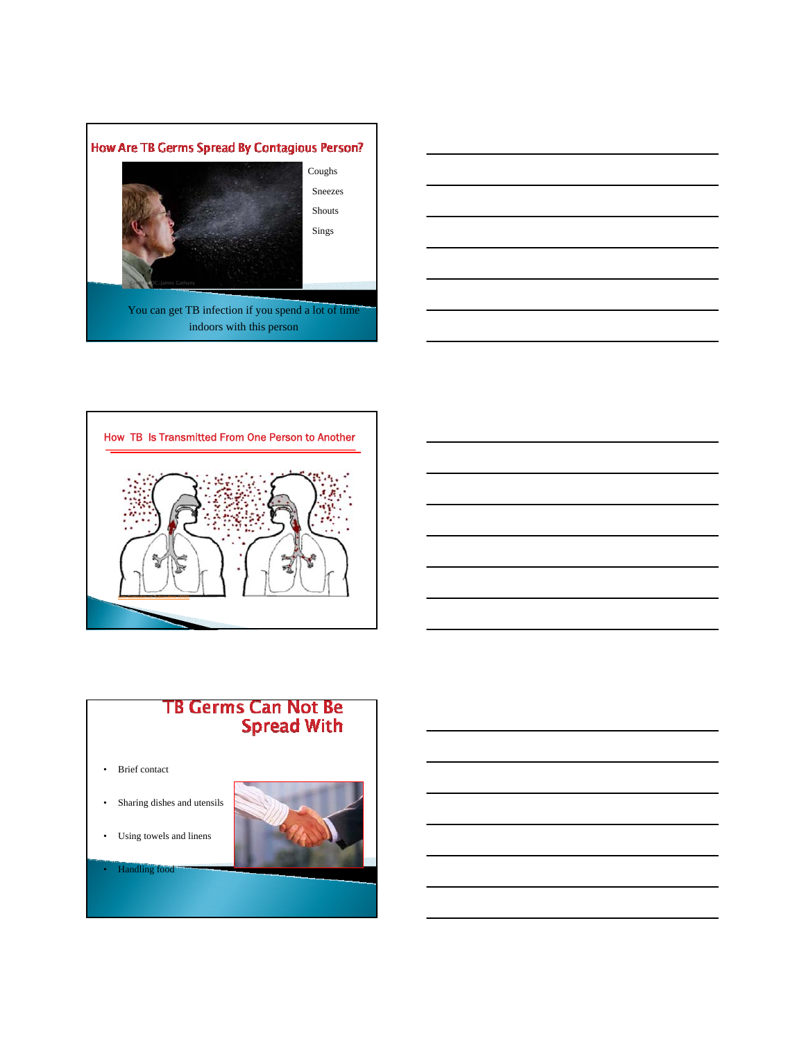## How Are TB Germs Spread By Contagious Person?

- Coughs
- Sneezes
- Shouts
- Sings

You can get TB infection if you spend a lot of time indoors with this person

## How TB Is Transmitted From One Person to Another

## TB Germs Can Not Be Spread With

- Brief contact
- Sharing dishes and utensils
- Using towels and linens
- Handling food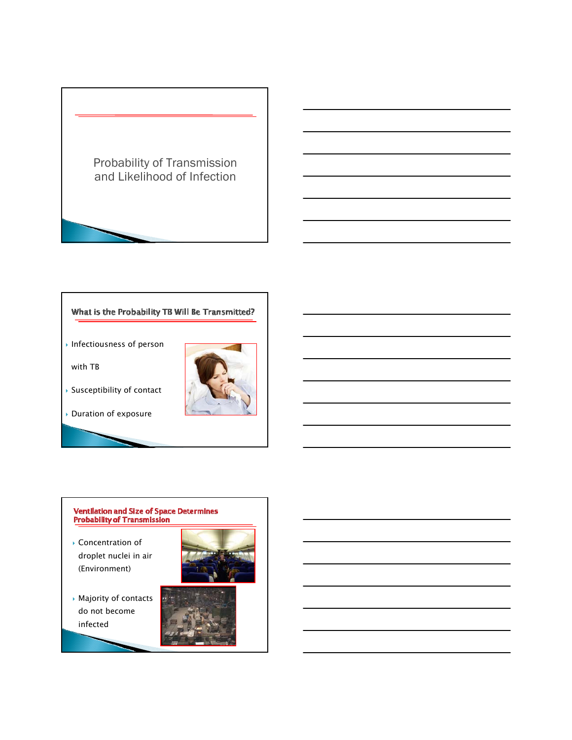## Probability of Transmission and Likelihood of Infection

## What is the Probability TB Will Be Transmitted?

- Infectiousness of person with TB
- Susceptibility of contact
- Duration of exposure

## Ventilation and Size of Space Determines Probability of Transmission

- Concentration of droplet nuclei in air (Environment)
- Majority of contacts do not become infected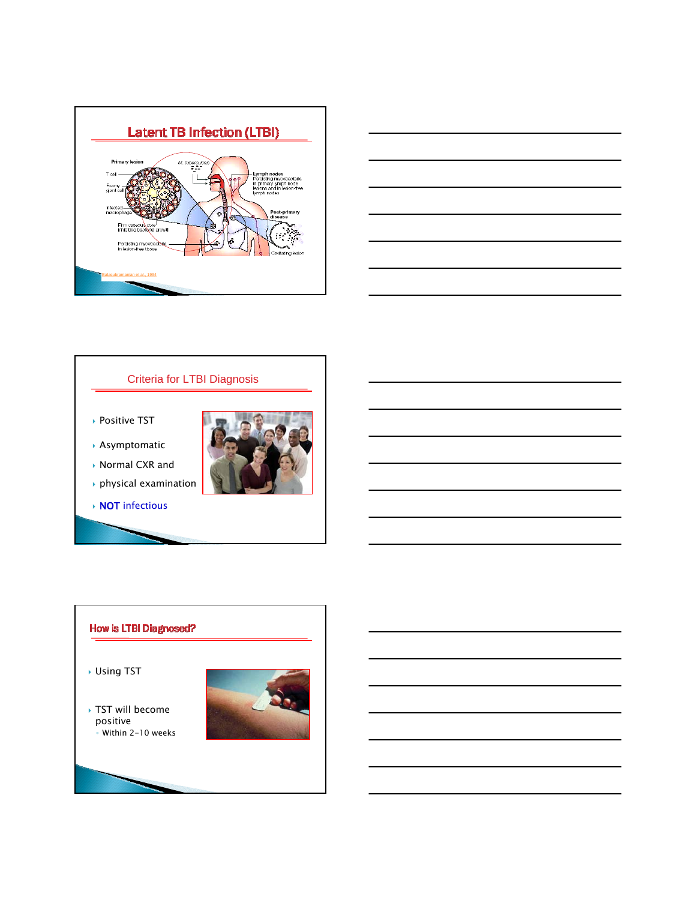## Latent TB Infection (LTBI)

Primary lesion

M. tuberculosis

T cell

Foamy giant cell

Infected macrophage

Firm caseous core inhibiting bacterial growth

Persisting mycobacteria in lesion-free tissue

Lymph nodes
Persisting mycobacteria in primary lymph node lesions and in lesion-free lymph nodes

Post-primary disease

Cavitating lesion

Balasubramanian et al., 1994

## Criteria for LTBI Diagnosis

- Positive TST
- Asymptomatic
- Normal CXR and
- physical examination
- **NOT** infectious

## How is LTBI Diagnosed?

- Using TST
- TST will become positive
  - Within 2-10 weeks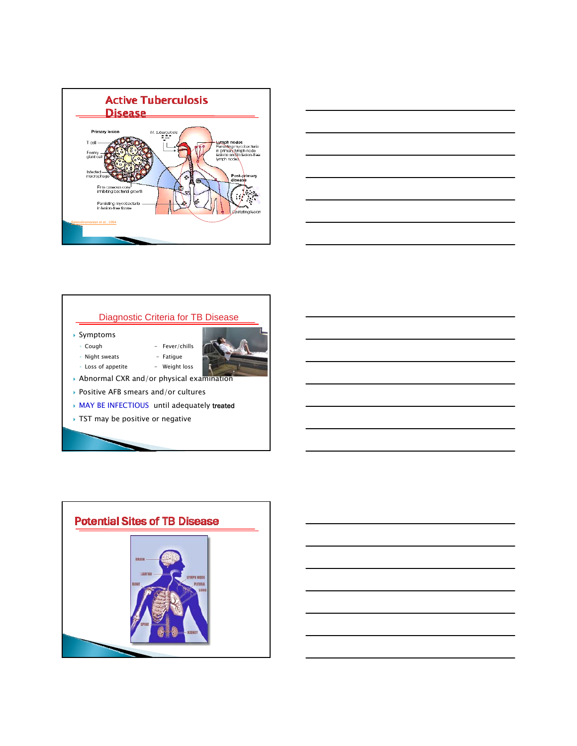## Active Tuberculosis Disease

Primary lesion

T cell

Foamy giant cell

Infected macrophage

Firm caseous core inhibiting bacterial growth

Persisting mycobacteria in lesion-free tissue

M. tuberculosis

Lymph nodes
Persisting mycobacteria in primary lymph node lesions and in lesion-free lymph nodes

Post-primary disease

Cavitating lesion

Balasubramanian et al., 1994

## Diagnostic Criteria for TB Disease

- Symptoms
  - Cough
  - Night sweats
  - Loss of appetite
  - Fever/chills
  - Fatigue
  - Weight loss
- Abnormal CXR and/or physical examination
- Positive AFB smears and/or cultures
- MAY BE INFECTIOUS until adequately **treated**
- TST may be positive or negative

## Potential Sites of TB Disease

BRAIN

LARYNX

BONE

LYMPH NODE

PLEURA

LUNG

SPINE

KIDNEY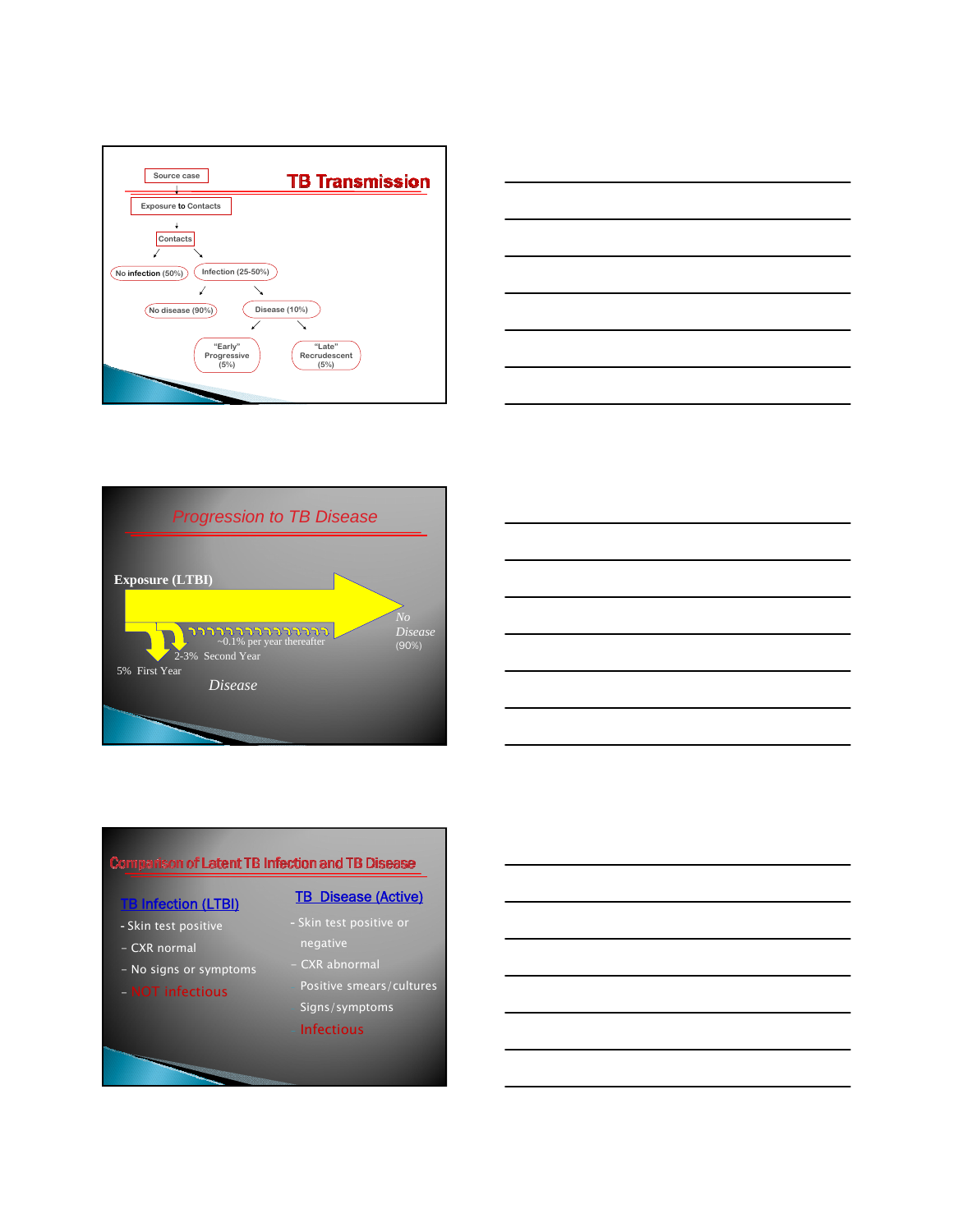## TB Transmission

- Source case
  - Exposure to Contacts
    - Contacts
      - No infection (50%)
      - Infection (25-50%)
        - No disease (90%)
        - Disease (10%)
          - "Early" Progressive (5%)
          - "Late" Recrudescent (5%)

## Progression to TB Disease

**Exposure (LTBI)**

- *No Disease* (90%)
- ~0.1% per year thereafter
- 2-3% Second Year
- 5% First Year

*Disease*

## Comparison of Latent TB Infection and TB Disease

| TB Infection (LTBI) | TB Disease (Active) |
| --- | --- |
| - Skin test positive | - Skin test positive or negative |
| - CXR normal | - CXR abnormal |
| - No signs or symptoms | Positive smears/cultures |
| - NOT infectious | Signs/symptoms |
| | Infectious |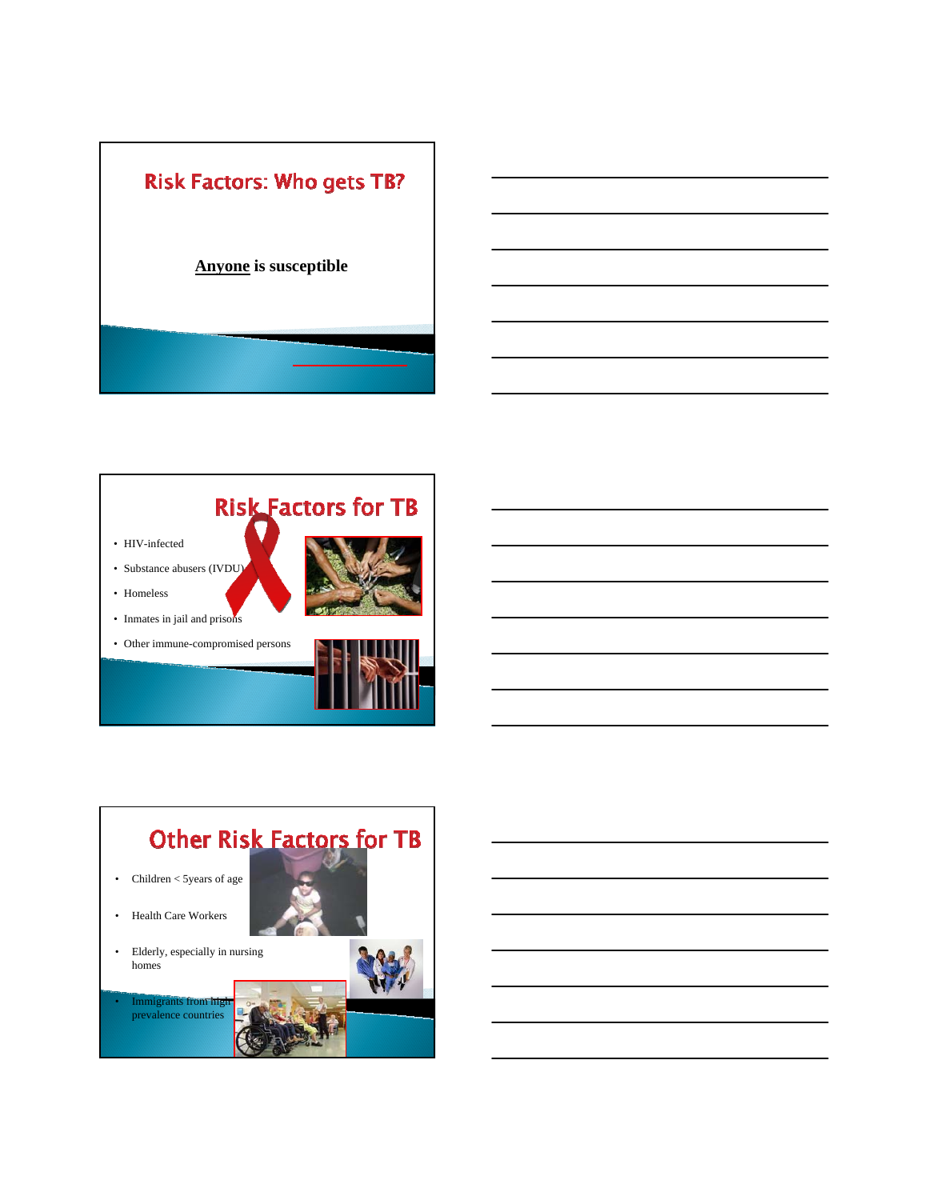## Risk Factors: Who gets TB?

**<u>Anyone</u> is susceptible**

## Risk Factors for TB

- HIV-infected
- Substance abusers (IVDU)
- Homeless
- Inmates in jail and prisons
- Other immune-compromised persons

## Other Risk Factors for TB

- Children < 5years of age
- Health Care Workers
- Elderly, especially in nursing homes
- Immigrants from high prevalence countries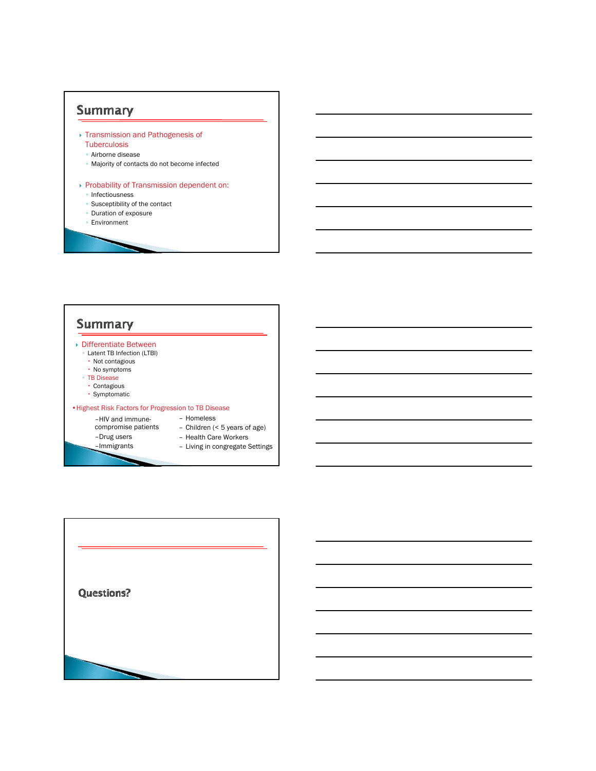## Summary

- Transmission and Pathogenesis of Tuberculosis
  - Airborne disease
  - Majority of contacts do not become infected
- Probability of Transmission dependent on:
  - Infectiousness
  - Susceptibility of the contact
  - Duration of exposure
  - Environment

## Summary

- Differentiate Between
  - Latent TB Infection (LTBI)
    - Not contagious
    - No symptoms
  - TB Disease
    - Contagious
    - Symptomatic

- Highest Risk Factors for Progression to TB Disease
  - HIV and immune-compromise patients
  - Drug users
  - Immigrants
  - Homeless
  - Children (< 5 years of age)
  - Health Care Workers
  - Living in congregate Settings

## Questions?